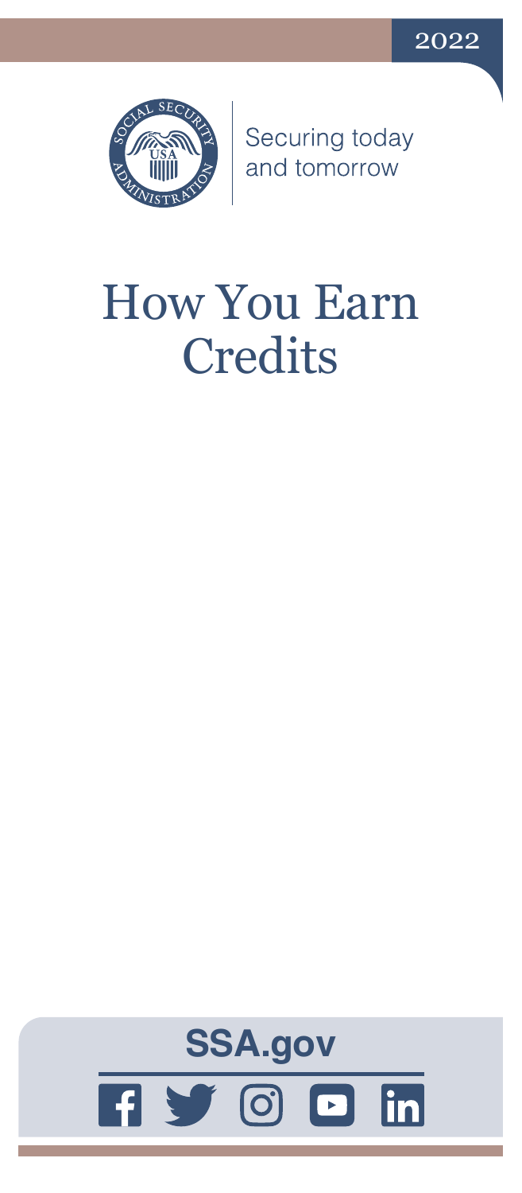2022

Securing today and tomorrow

# How You Earn Credits

**SSA.gov**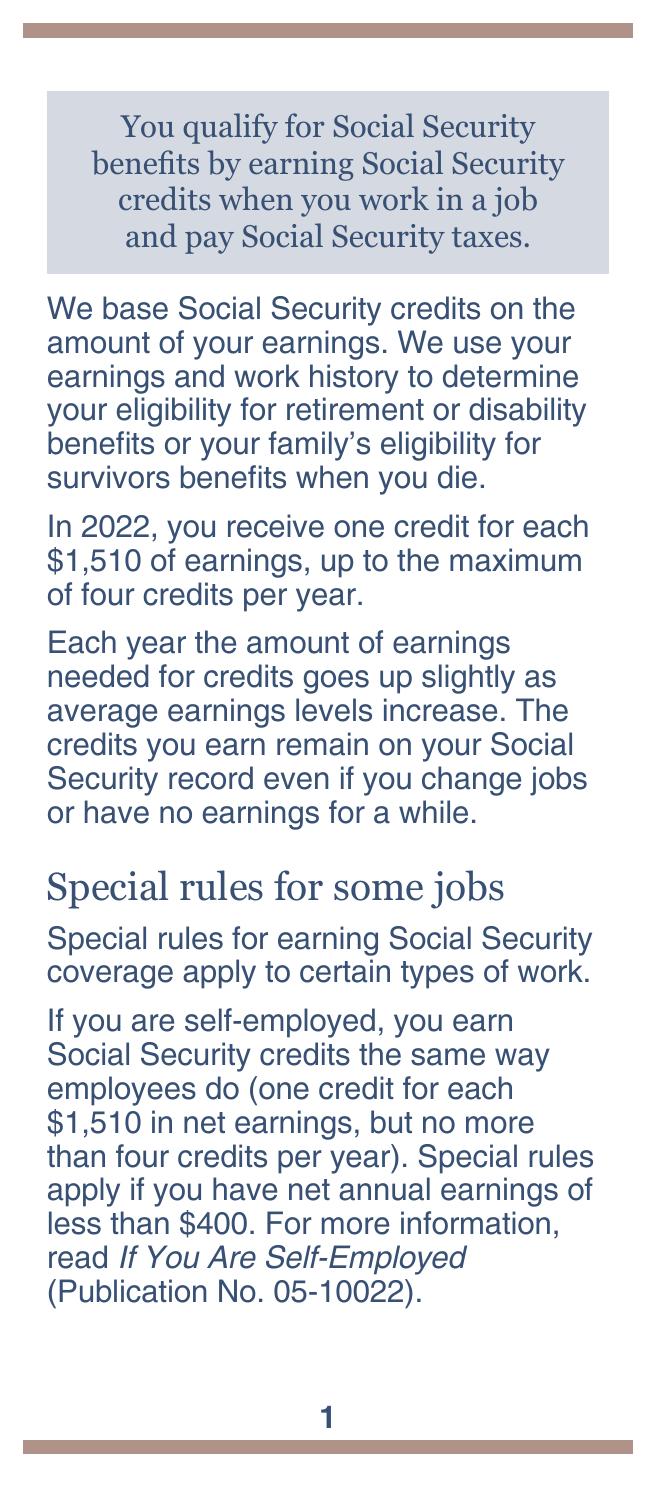> You qualify for Social Security benefits by earning Social Security credits when you work in a job and pay Social Security taxes.

We base Social Security credits on the amount of your earnings. We use your earnings and work history to determine your eligibility for retirement or disability benefits or your family's eligibility for survivors benefits when you die.

In 2022, you receive one credit for each $1,510 of earnings, up to the maximum of four credits per year.

Each year the amount of earnings needed for credits goes up slightly as average earnings levels increase. The credits you earn remain on your Social Security record even if you change jobs or have no earnings for a while.

## Special rules for some jobs

Special rules for earning Social Security coverage apply to certain types of work.

If you are self-employed, you earn Social Security credits the same way employees do (one credit for each $1,510 in net earnings, but no more than four credits per year). Special rules apply if you have net annual earnings of less than $400. For more information, read *If You Are Self-Employed* (Publication No. 05-10022).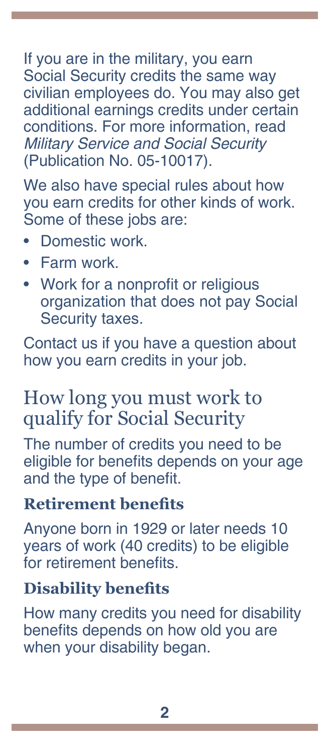If you are in the military, you earn Social Security credits the same way civilian employees do. You may also get additional earnings credits under certain conditions. For more information, read *Military Service and Social Security* (Publication No. 05-10017).

We also have special rules about how you earn credits for other kinds of work. Some of these jobs are:

- Domestic work.
- Farm work.
- Work for a nonprofit or religious organization that does not pay Social Security taxes.

Contact us if you have a question about how you earn credits in your job.

## How long you must work to qualify for Social Security

The number of credits you need to be eligible for benefits depends on your age and the type of benefit.

### Retirement benefits

Anyone born in 1929 or later needs 10 years of work (40 credits) to be eligible for retirement benefits.

### Disability benefits

How many credits you need for disability benefits depends on how old you are when your disability began.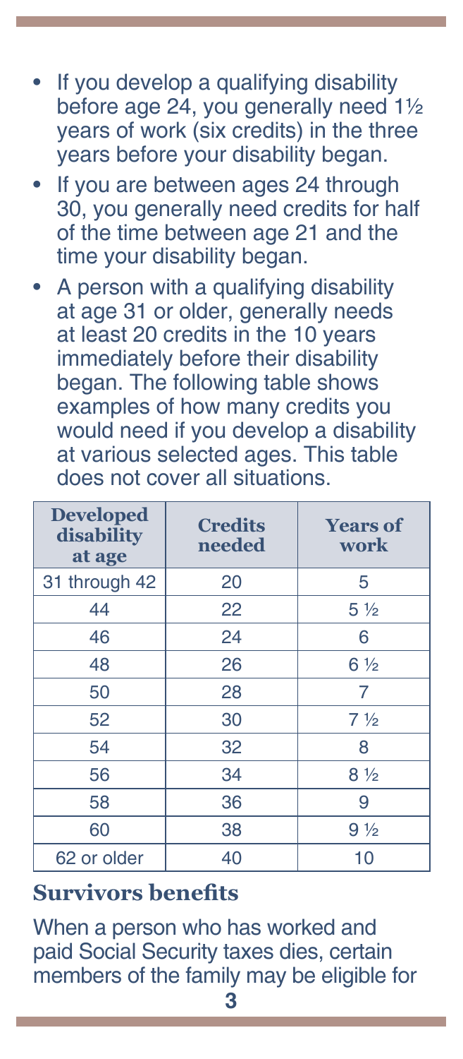- If you develop a qualifying disability before age 24, you generally need 1½ years of work (six credits) in the three years before your disability began.
- If you are between ages 24 through 30, you generally need credits for half of the time between age 21 and the time your disability began.
- A person with a qualifying disability at age 31 or older, generally needs at least 20 credits in the 10 years immediately before their disability began. The following table shows examples of how many credits you would need if you develop a disability at various selected ages. This table does not cover all situations.

| Developed disability at age | Credits needed | Years of work |
|---|---|---|
| 31 through 42 | 20 | 5 |
| 44 | 22 | 5 ½ |
| 46 | 24 | 6 |
| 48 | 26 | 6 ½ |
| 50 | 28 | 7 |
| 52 | 30 | 7 ½ |
| 54 | 32 | 8 |
| 56 | 34 | 8 ½ |
| 58 | 36 | 9 |
| 60 | 38 | 9 ½ |
| 62 or older | 40 | 10 |

## Survivors benefits

When a person who has worked and paid Social Security taxes dies, certain members of the family may be eligible for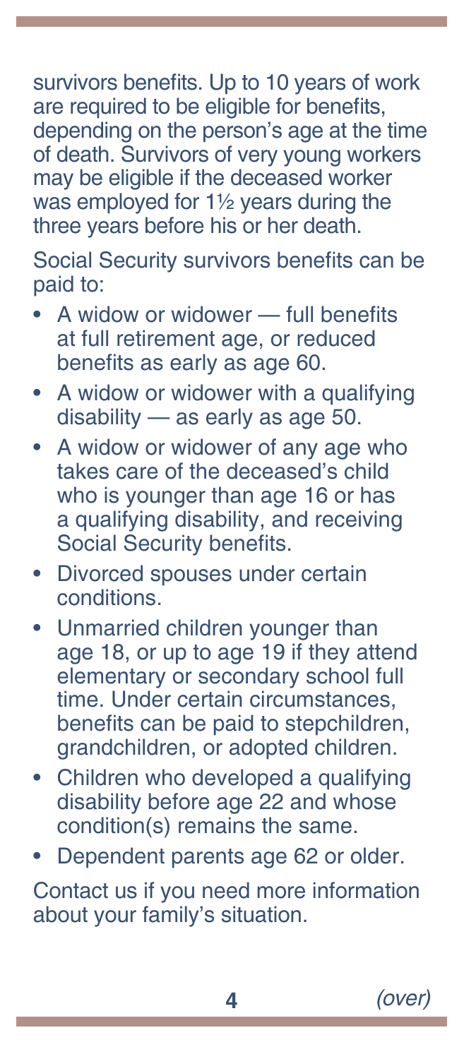survivors benefits. Up to 10 years of work are required to be eligible for benefits, depending on the person's age at the time of death. Survivors of very young workers may be eligible if the deceased worker was employed for 1½ years during the three years before his or her death.

Social Security survivors benefits can be paid to:

- A widow or widower — full benefits at full retirement age, or reduced benefits as early as age 60.
- A widow or widower with a qualifying disability — as early as age 50.
- A widow or widower of any age who takes care of the deceased's child who is younger than age 16 or has a qualifying disability, and receiving Social Security benefits.
- Divorced spouses under certain conditions.
- Unmarried children younger than age 18, or up to age 19 if they attend elementary or secondary school full time. Under certain circumstances, benefits can be paid to stepchildren, grandchildren, or adopted children.
- Children who developed a qualifying disability before age 22 and whose condition(s) remains the same.
- Dependent parents age 62 or older.

Contact us if you need more information about your family's situation.

*(over)*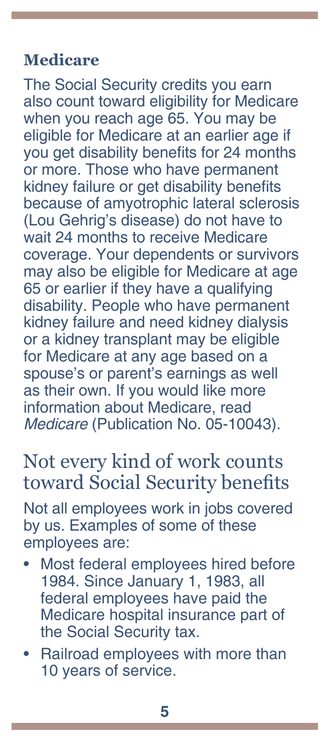### Medicare

The Social Security credits you earn also count toward eligibility for Medicare when you reach age 65. You may be eligible for Medicare at an earlier age if you get disability benefits for 24 months or more. Those who have permanent kidney failure or get disability benefits because of amyotrophic lateral sclerosis (Lou Gehrig's disease) do not have to wait 24 months to receive Medicare coverage. Your dependents or survivors may also be eligible for Medicare at age 65 or earlier if they have a qualifying disability. People who have permanent kidney failure and need kidney dialysis or a kidney transplant may be eligible for Medicare at any age based on a spouse's or parent's earnings as well as their own. If you would like more information about Medicare, read *Medicare* (Publication No. 05-10043).

## Not every kind of work counts toward Social Security benefits

Not all employees work in jobs covered by us. Examples of some of these employees are:

- Most federal employees hired before 1984. Since January 1, 1983, all federal employees have paid the Medicare hospital insurance part of the Social Security tax.
- Railroad employees with more than 10 years of service.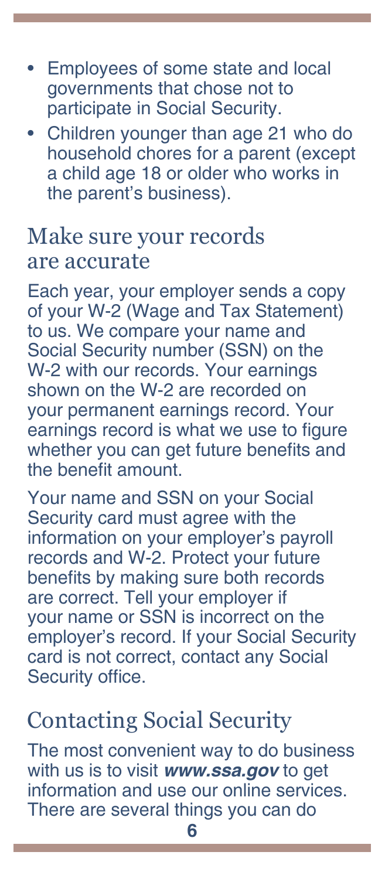- Employees of some state and local governments that chose not to participate in Social Security.
- Children younger than age 21 who do household chores for a parent (except a child age 18 or older who works in the parent's business).

## Make sure your records are accurate

Each year, your employer sends a copy of your W-2 (Wage and Tax Statement) to us. We compare your name and Social Security number (SSN) on the W-2 with our records. Your earnings shown on the W-2 are recorded on your permanent earnings record. Your earnings record is what we use to figure whether you can get future benefits and the benefit amount.

Your name and SSN on your Social Security card must agree with the information on your employer's payroll records and W-2. Protect your future benefits by making sure both records are correct. Tell your employer if your name or SSN is incorrect on the employer's record. If your Social Security card is not correct, contact any Social Security office.

## Contacting Social Security

The most convenient way to do business with us is to visit ***www.ssa.gov*** to get information and use our online services. There are several things you can do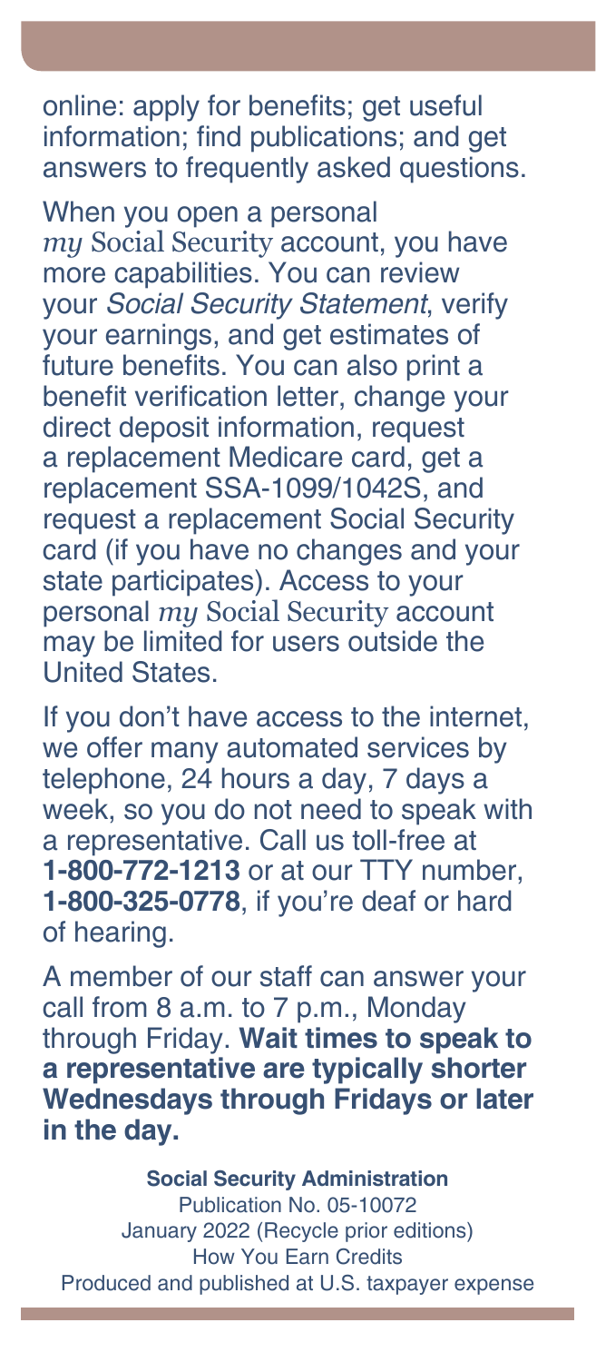online: apply for benefits; get useful information; find publications; and get answers to frequently asked questions.

When you open a personal *my* Social Security account, you have more capabilities. You can review your *Social Security Statement*, verify your earnings, and get estimates of future benefits. You can also print a benefit verification letter, change your direct deposit information, request a replacement Medicare card, get a replacement SSA-1099/1042S, and request a replacement Social Security card (if you have no changes and your state participates). Access to your personal *my* Social Security account may be limited for users outside the United States.

If you don't have access to the internet, we offer many automated services by telephone, 24 hours a day, 7 days a week, so you do not need to speak with a representative. Call us toll-free at **1-800-772-1213** or at our TTY number, **1-800-325-0778**, if you're deaf or hard of hearing.

A member of our staff can answer your call from 8 a.m. to 7 p.m., Monday through Friday. **Wait times to speak to a representative are typically shorter Wednesdays through Fridays or later in the day.**

**Social Security Administration**
Publication No. 05-10072
January 2022 (Recycle prior editions)
How You Earn Credits
Produced and published at U.S. taxpayer expense